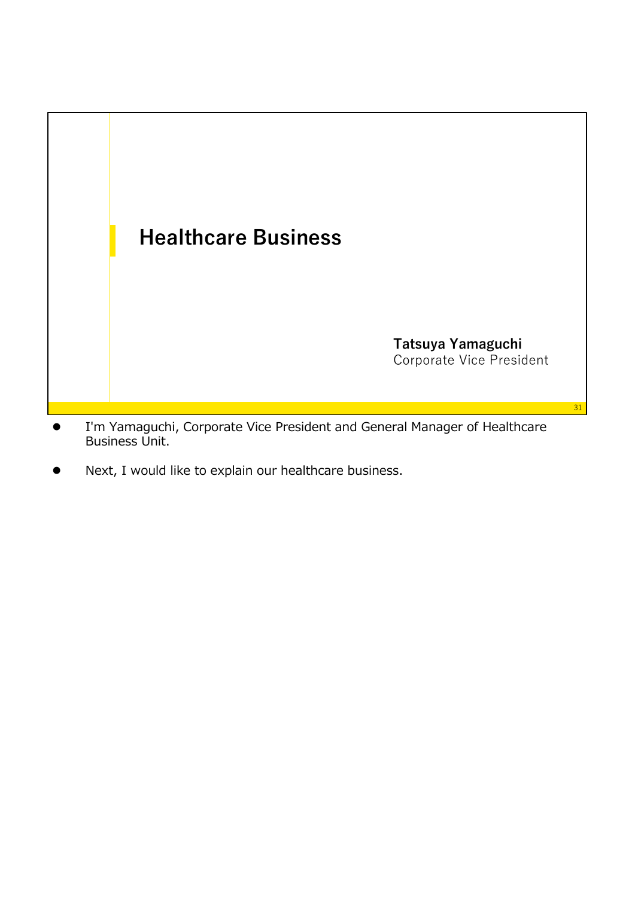# Healthcare Business

**Tatsuya Yamaguchi**
Corporate Vice President

- I'm Yamaguchi, Corporate Vice President and General Manager of Healthcare Business Unit.
- Next, I would like to explain our healthcare business.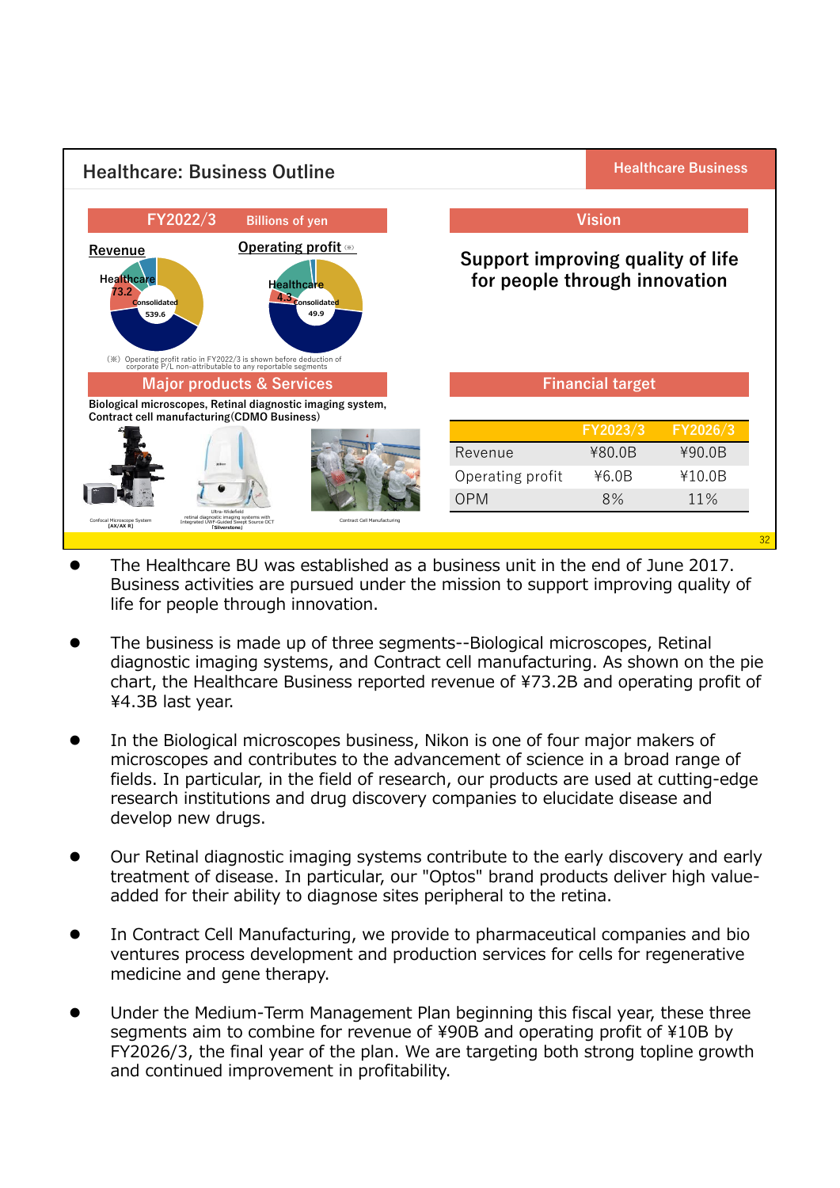## Healthcare: Business Outline

Healthcare Business

### FY2022/3 (Billions of yen)

**Revenue**

Healthcare 73.2 / Consolidated 539.6

**Operating profit** (※)

Healthcare 4.3 / Consolidated 49.9

(※) Operating profit ratio in FY2022/3 is shown before deduction of corporate P/L non-attributable to any reportable segments

### Major products & Services

Biological microscopes, Retinal diagnostic imaging system, Contract cell manufacturing(CDMO Business)

Confocal Microscope System [AX/AX R]

Ultra-Widefield retinal diagnostic imaging systems with Integrated UWF-Guided Swept Source OCT [Silverstone]

Contract Cell Manufacturing

### Vision

Support improving quality of life for people through innovation

### Financial target

| | FY2023/3 | FY2026/3 |
|---|---|---|
| Revenue | ¥80.0B | ¥90.0B |
| Operating profit | ¥6.0B | ¥10.0B |
| OPM | 8% | 11% |

- The Healthcare BU was established as a business unit in the end of June 2017. Business activities are pursued under the mission to support improving quality of life for people through innovation.
- The business is made up of three segments--Biological microscopes, Retinal diagnostic imaging systems, and Contract cell manufacturing. As shown on the pie chart, the Healthcare Business reported revenue of ¥73.2B and operating profit of ¥4.3B last year.
- In the Biological microscopes business, Nikon is one of four major makers of microscopes and contributes to the advancement of science in a broad range of fields. In particular, in the field of research, our products are used at cutting-edge research institutions and drug discovery companies to elucidate disease and develop new drugs.
- Our Retinal diagnostic imaging systems contribute to the early discovery and early treatment of disease. In particular, our "Optos" brand products deliver high value-added for their ability to diagnose sites peripheral to the retina.
- In Contract Cell Manufacturing, we provide to pharmaceutical companies and bio ventures process development and production services for cells for regenerative medicine and gene therapy.
- Under the Medium-Term Management Plan beginning this fiscal year, these three segments aim to combine for revenue of ¥90B and operating profit of ¥10B by FY2026/3, the final year of the plan. We are targeting both strong topline growth and continued improvement in profitability.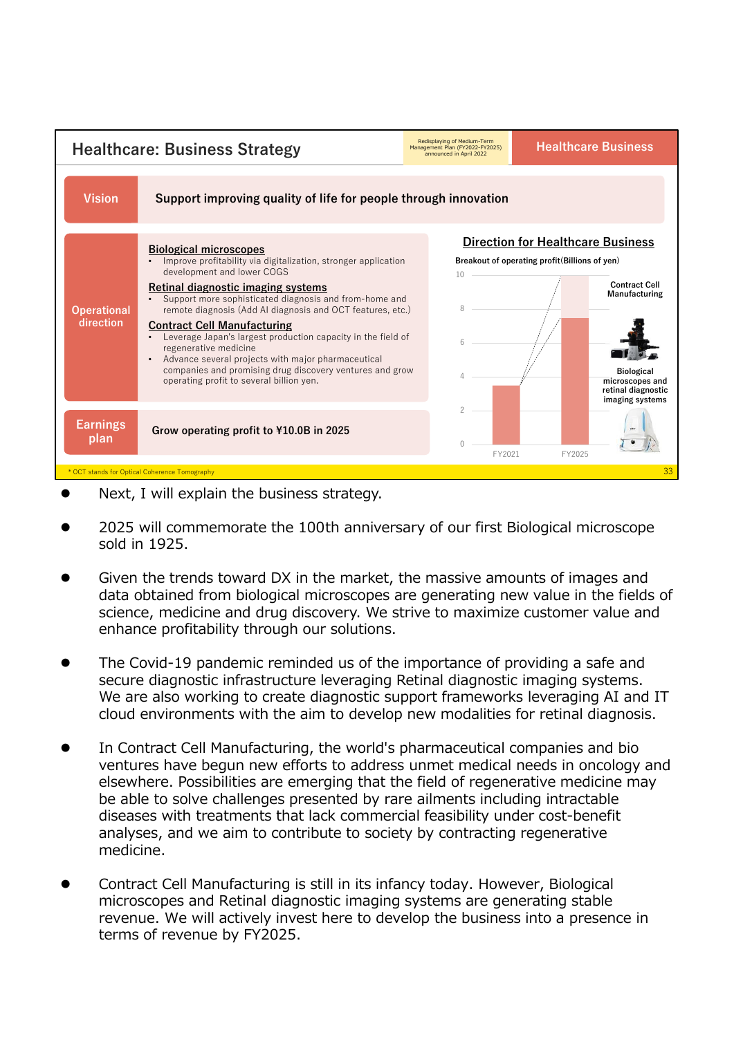## Healthcare: Business Strategy

Redisplaying of Medium-Term Management Plan (FY2022-FY2025) announced in April 2022

**Healthcare Business**

| | |
|---|---|
| **Vision** | **Support improving quality of life for people through innovation** |
| **Operational direction** | **Biological microscopes**<br>• Improve profitability via digitalization, stronger application development and lower COGS<br>**Retinal diagnostic imaging systems**<br>• Support more sophisticated diagnosis and from-home and remote diagnosis (Add AI diagnosis and OCT features, etc.)<br>**Contract Cell Manufacturing**<br>• Leverage Japan's largest production capacity in the field of regenerative medicine<br>• Advance several projects with major pharmaceutical companies and promising drug discovery ventures and grow operating profit to several billion yen. |
| **Earnings plan** | **Grow operating profit to ¥10.0B in 2025** |

**Direction for Healthcare Business**

Breakout of operating profit(Billions of yen)

| | FY2021 | FY2025 |
|---|---|---|
| Biological microscopes and retinal diagnostic imaging systems | ~3.5 | ~7.5 |
| Contract Cell Manufacturing | | ~2.5 |

\* OCT stands for Optical Coherence Tomography

- Next, I will explain the business strategy.
- 2025 will commemorate the 100th anniversary of our first Biological microscope sold in 1925.
- Given the trends toward DX in the market, the massive amounts of images and data obtained from biological microscopes are generating new value in the fields of science, medicine and drug discovery. We strive to maximize customer value and enhance profitability through our solutions.
- The Covid-19 pandemic reminded us of the importance of providing a safe and secure diagnostic infrastructure leveraging Retinal diagnostic imaging systems. We are also working to create diagnostic support frameworks leveraging AI and IT cloud environments with the aim to develop new modalities for retinal diagnosis.
- In Contract Cell Manufacturing, the world's pharmaceutical companies and bio ventures have begun new efforts to address unmet medical needs in oncology and elsewhere. Possibilities are emerging that the field of regenerative medicine may be able to solve challenges presented by rare ailments including intractable diseases with treatments that lack commercial feasibility under cost-benefit analyses, and we aim to contribute to society by contracting regenerative medicine.
- Contract Cell Manufacturing is still in its infancy today. However, Biological microscopes and Retinal diagnostic imaging systems are generating stable revenue. We will actively invest here to develop the business into a presence in terms of revenue by FY2025.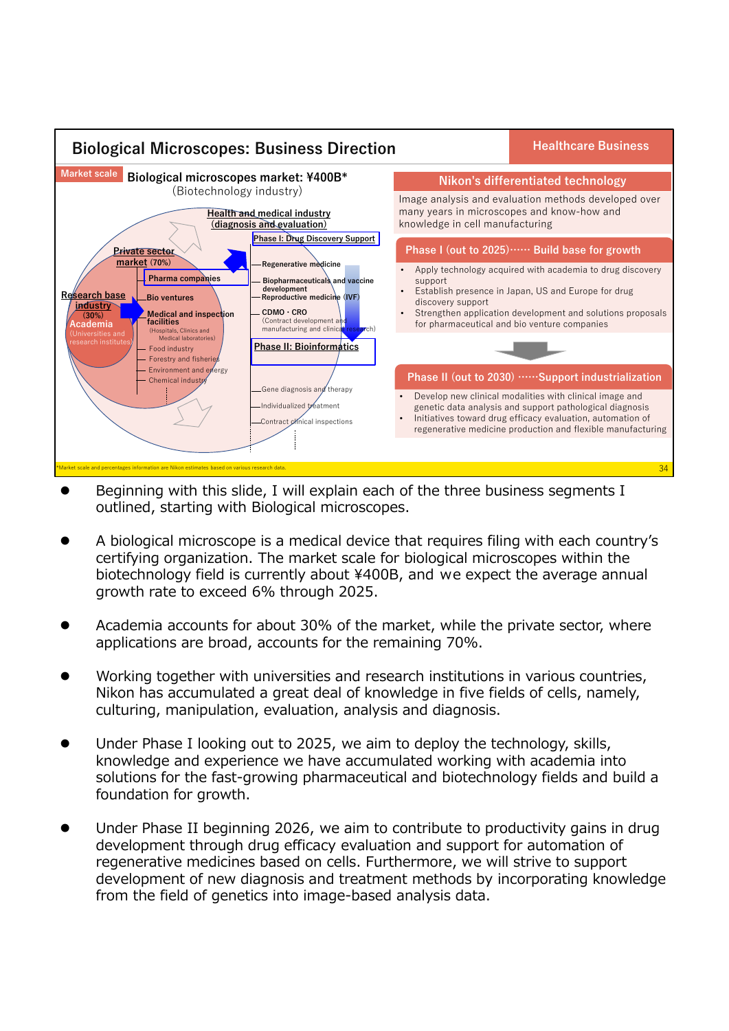## Biological Microscopes: Business Direction

Healthcare Business

**Market scale** — Biological microscopes market: ¥400B* (Biotechnology industry)

- Research base industry (30%)
  - Academia (Universities and research institutes)
- Private sector market (70%)
  - Pharma companies
  - Bio ventures
  - Medical and inspection facilities (Hospitals, Clinics and Medical laboratories)
  - Food industry
  - Forestry and fisheries
  - Environment and energy
  - Chemical industry
- Health and medical industry (diagnosis and evaluation)
  - Phase I: Drug Discovery Support
    - Regenerative medicine
    - Biopharmaceuticals and vaccine development
    - Reproductive medicine (IVF)
    - CDMO · CRO (Contract development and manufacturing and clinical research)
  - Phase II: Bioinformatics
    - Gene diagnosis and therapy
    - Individualized treatment
    - Contract clinical inspections

### Nikon's differentiated technology

Image analysis and evaluation methods developed over many years in microscopes and know-how and knowledge in cell manufacturing

### Phase I (out to 2025)…… Build base for growth

- Apply technology acquired with academia to drug discovery support
- Establish presence in Japan, US and Europe for drug discovery support
- Strengthen application development and solutions proposals for pharmaceutical and bio venture companies

### Phase II (out to 2030) ……Support industrialization

- Develop new clinical modalities with clinical image and genetic data analysis and support pathological diagnosis
- Initiatives toward drug efficacy evaluation, automation of regenerative medicine production and flexible manufacturing

*Market scale and percentages information are Nikon estimates based on various research data.

- Beginning with this slide, I will explain each of the three business segments I outlined, starting with Biological microscopes.
- A biological microscope is a medical device that requires filing with each country's certifying organization. The market scale for biological microscopes within the biotechnology field is currently about ¥400B, and we expect the average annual growth rate to exceed 6% through 2025.
- Academia accounts for about 30% of the market, while the private sector, where applications are broad, accounts for the remaining 70%.
- Working together with universities and research institutions in various countries, Nikon has accumulated a great deal of knowledge in five fields of cells, namely, culturing, manipulation, evaluation, analysis and diagnosis.
- Under Phase I looking out to 2025, we aim to deploy the technology, skills, knowledge and experience we have accumulated working with academia into solutions for the fast-growing pharmaceutical and biotechnology fields and build a foundation for growth.
- Under Phase II beginning 2026, we aim to contribute to productivity gains in drug development through drug efficacy evaluation and support for automation of regenerative medicines based on cells. Furthermore, we will strive to support development of new diagnosis and treatment methods by incorporating knowledge from the field of genetics into image-based analysis data.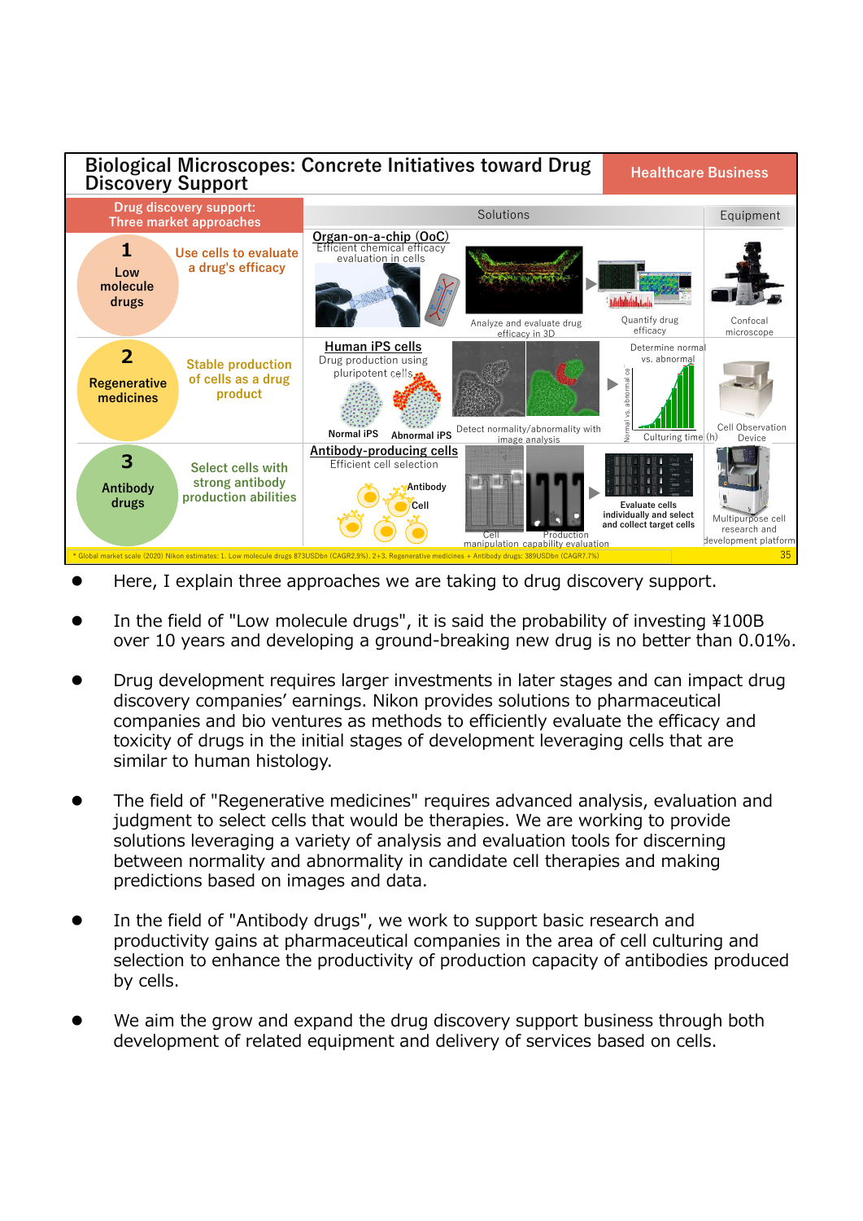# Biological Microscopes: Concrete Initiatives toward Drug Discovery Support

**Healthcare Business**

| Drug discovery support: Three market approaches | | Solutions | Equipment |
|---|---|---|---|
| **1** Low molecule drugs | Use cells to evaluate a drug's efficacy | **Organ-on-a-chip (OoC)** Efficient chemical efficacy evaluation in cells; Analyze and evaluate drug efficacy in 3D; Quantify drug efficacy | Confocal microscope |
| **2** Regenerative medicines | Stable production of cells as a drug product | **Human iPS cells** Drug production using pluripotent cells; Normal iPS; Abnormal iPS; Detect normality/abnormality with image analysis; Determine normal vs. abnormal | Cell Observation Device |
| **3** Antibody drugs | Select cells with strong antibody production abilities | **Antibody-producing cells** Efficient cell selection; Antibody; Cell; Cell manipulation; Production capability evaluation; Evaluate cells individually and select and collect target cells | Multipurpose cell research and development platform |

\* Global market scale (2020) Nikon estimates: 1. Low molecule drugs 873USDbn (CAGR2.9%). 2+3. Regenerative medicines + Antibody drugs: 389USDbn (CAGR7.7%)

- Here, I explain three approaches we are taking to drug discovery support.
- In the field of "Low molecule drugs", it is said the probability of investing ¥100B over 10 years and developing a ground-breaking new drug is no better than 0.01%.
- Drug development requires larger investments in later stages and can impact drug discovery companies' earnings. Nikon provides solutions to pharmaceutical companies and bio ventures as methods to efficiently evaluate the efficacy and toxicity of drugs in the initial stages of development leveraging cells that are similar to human histology.
- The field of "Regenerative medicines" requires advanced analysis, evaluation and judgment to select cells that would be therapies. We are working to provide solutions leveraging a variety of analysis and evaluation tools for discerning between normality and abnormality in candidate cell therapies and making predictions based on images and data.
- In the field of "Antibody drugs", we work to support basic research and productivity gains at pharmaceutical companies in the area of cell culturing and selection to enhance the productivity of production capacity of antibodies produced by cells.
- We aim the grow and expand the drug discovery support business through both development of related equipment and delivery of services based on cells.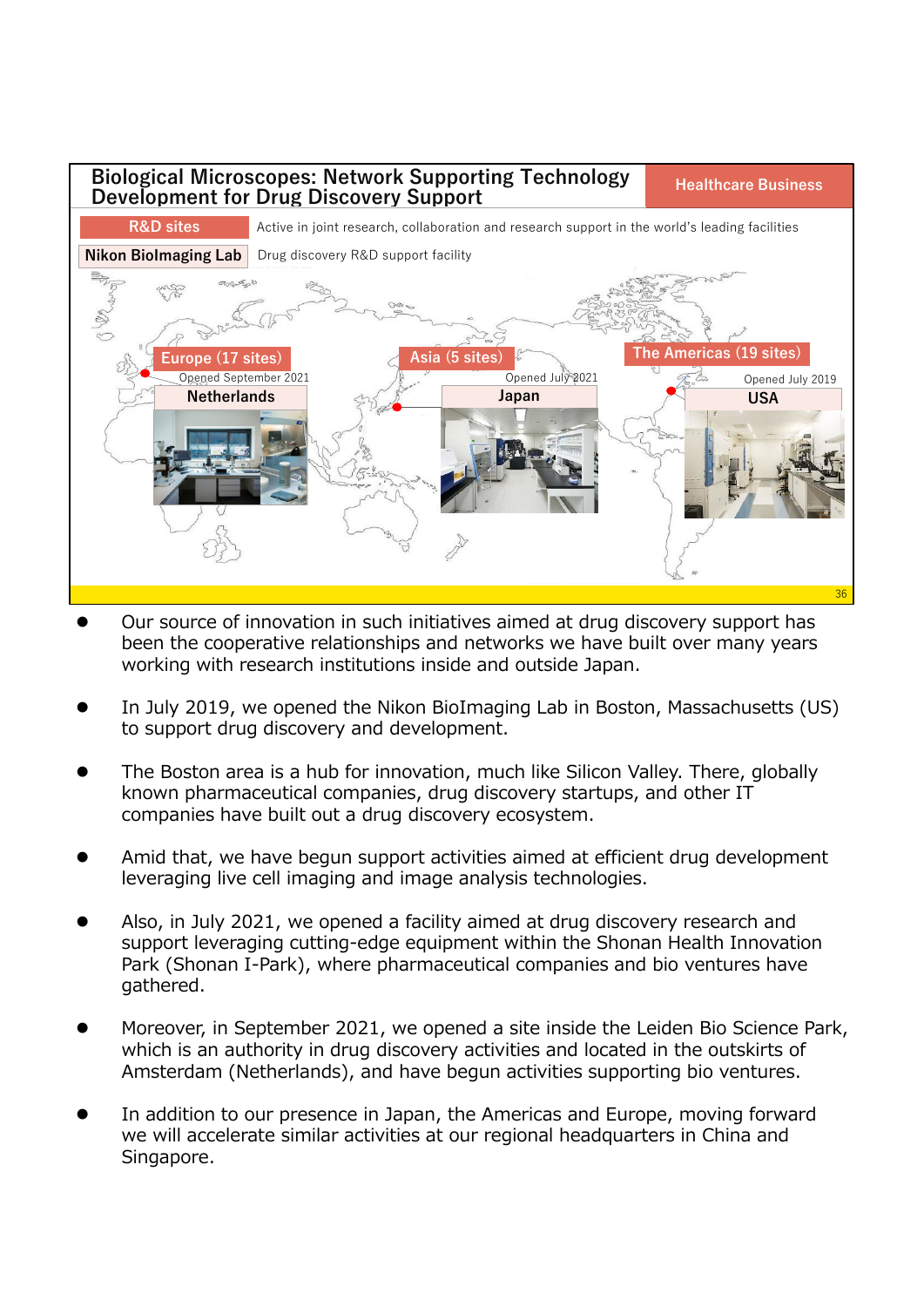## Biological Microscopes: Network Supporting Technology Development for Drug Discovery Support

Healthcare Business

**R&D sites** Active in joint research, collaboration and research support in the world's leading facilities

**Nikon BioImaging Lab** Drug discovery R&D support facility

Europe (17 sites) — Opened September 2021 — Netherlands

Asia (5 sites) — Opened July 2021 — Japan

The Americas (19 sites) — Opened July 2019 — USA

- Our source of innovation in such initiatives aimed at drug discovery support has been the cooperative relationships and networks we have built over many years working with research institutions inside and outside Japan.
- In July 2019, we opened the Nikon BioImaging Lab in Boston, Massachusetts (US) to support drug discovery and development.
- The Boston area is a hub for innovation, much like Silicon Valley. There, globally known pharmaceutical companies, drug discovery startups, and other IT companies have built out a drug discovery ecosystem.
- Amid that, we have begun support activities aimed at efficient drug development leveraging live cell imaging and image analysis technologies.
- Also, in July 2021, we opened a facility aimed at drug discovery research and support leveraging cutting-edge equipment within the Shonan Health Innovation Park (Shonan I-Park), where pharmaceutical companies and bio ventures have gathered.
- Moreover, in September 2021, we opened a site inside the Leiden Bio Science Park, which is an authority in drug discovery activities and located in the outskirts of Amsterdam (Netherlands), and have begun activities supporting bio ventures.
- In addition to our presence in Japan, the Americas and Europe, moving forward we will accelerate similar activities at our regional headquarters in China and Singapore.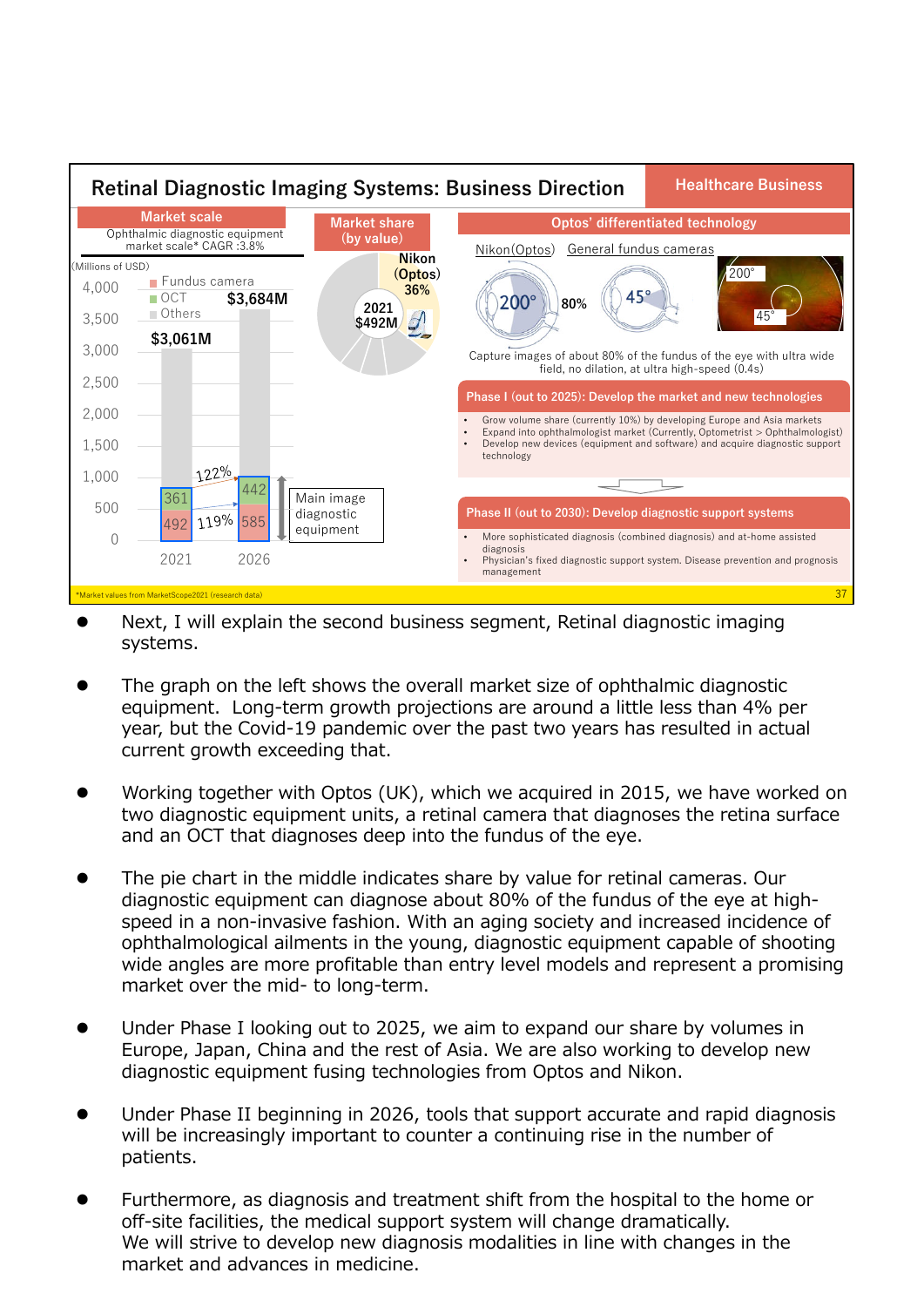## Retinal Diagnostic Imaging Systems: Business Direction

**Healthcare Business**

**Market scale**

Ophthalmic diagnostic equipment market scale* CAGR :3.8%

(Millions of USD)

- Fundus camera
- OCT
- Others

| | 2021 | 2026 |
|---|---|---|
| Total | $3,061M | $3,684M |
| OCT | 361 | 442 |
| Fundus camera | 492 | 585 |

122% / 119%

Main image diagnostic equipment

**Market share (by value)**

2021 $492M — Nikon (Optos) 36%

**Optos' differentiated technology**

Nikon(Optos) 200° — 80% — General fundus cameras 45°

Capture images of about 80% of the fundus of the eye with ultra wide field, no dilation, at ultra high-speed (0.4s)

**Phase I (out to 2025): Develop the market and new technologies**

- Grow volume share (currently 10%) by developing Europe and Asia markets
- Expand into ophthalmologist market (Currently, Optometrist > Ophthalmologist)
- Develop new devices (equipment and software) and acquire diagnostic support technology

**Phase II (out to 2030): Develop diagnostic support systems**

- More sophisticated diagnosis (combined diagnosis) and at-home assisted diagnosis
- Physician's fixed diagnostic support system. Disease prevention and prognosis management

*Market values from MarketScope2021 (research data)

- Next, I will explain the second business segment, Retinal diagnostic imaging systems.
- The graph on the left shows the overall market size of ophthalmic diagnostic equipment. Long-term growth projections are around a little less than 4% per year, but the Covid-19 pandemic over the past two years has resulted in actual current growth exceeding that.
- Working together with Optos (UK), which we acquired in 2015, we have worked on two diagnostic equipment units, a retinal camera that diagnoses the retina surface and an OCT that diagnoses deep into the fundus of the eye.
- The pie chart in the middle indicates share by value for retinal cameras. Our diagnostic equipment can diagnose about 80% of the fundus of the eye at high-speed in a non-invasive fashion. With an aging society and increased incidence of ophthalmological ailments in the young, diagnostic equipment capable of shooting wide angles are more profitable than entry level models and represent a promising market over the mid- to long-term.
- Under Phase I looking out to 2025, we aim to expand our share by volumes in Europe, Japan, China and the rest of Asia. We are also working to develop new diagnostic equipment fusing technologies from Optos and Nikon.
- Under Phase II beginning in 2026, tools that support accurate and rapid diagnosis will be increasingly important to counter a continuing rise in the number of patients.
- Furthermore, as diagnosis and treatment shift from the hospital to the home or off-site facilities, the medical support system will change dramatically. We will strive to develop new diagnosis modalities in line with changes in the market and advances in medicine.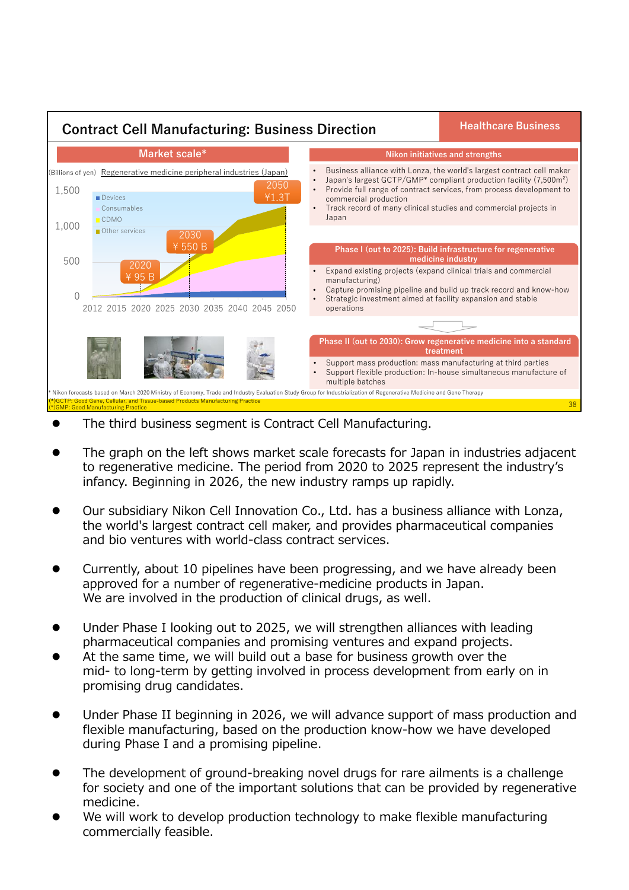## Contract Cell Manufacturing: Business Direction

**Healthcare Business**

### Market scale*

(Billions of yen) Regenerative medicine peripheral industries (Japan)

- 2020: ¥95 B
- 2030: ¥550 B
- 2050: ¥1.3T

Legend: Devices, Consumables, CDMO, Other services

Y-axis: 0, 500, 1,000, 1,500

X-axis: 2012, 2015, 2020, 2025, 2030, 2035, 2040, 2045, 2050

### Nikon initiatives and strengths

- Business alliance with Lonza, the world's largest contract cell maker
- Japan's largest GCTP/GMP* compliant production facility (7,500m²)
- Provide full range of contract services, from process development to commercial production
- Track record of many clinical studies and commercial projects in Japan

### Phase I (out to 2025): Build infrastructure for regenerative medicine industry

- Expand existing projects (expand clinical trials and commercial manufacturing)
- Capture promising pipeline and build up track record and know-how
- Strategic investment aimed at facility expansion and stable operations

### Phase II (out to 2030): Grow regenerative medicine into a standard treatment

- Support mass production: mass manufacturing at third parties
- Support flexible production: In-house simultaneous manufacture of multiple batches

\* Nikon forecasts based on March 2020 Ministry of Economy, Trade and Industry Evaluation Study Group for Industrialization of Regenerative Medicine and Gene Therapy
(*)GCTP: Good Gene, Cellular, and Tissue-based Products Manufacturing Practice
(*)GMP: Good Manufacturing Practice

- The third business segment is Contract Cell Manufacturing.
- The graph on the left shows market scale forecasts for Japan in industries adjacent to regenerative medicine. The period from 2020 to 2025 represent the industry's infancy. Beginning in 2026, the new industry ramps up rapidly.
- Our subsidiary Nikon Cell Innovation Co., Ltd. has a business alliance with Lonza, the world's largest contract cell maker, and provides pharmaceutical companies and bio ventures with world-class contract services.
- Currently, about 10 pipelines have been progressing, and we have already been approved for a number of regenerative-medicine products in Japan.
  We are involved in the production of clinical drugs, as well.
- Under Phase I looking out to 2025, we will strengthen alliances with leading pharmaceutical companies and promising ventures and expand projects.
- At the same time, we will build out a base for business growth over the mid- to long-term by getting involved in process development from early on in promising drug candidates.
- Under Phase II beginning in 2026, we will advance support of mass production and flexible manufacturing, based on the production know-how we have developed during Phase I and a promising pipeline.
- The development of ground-breaking novel drugs for rare ailments is a challenge for society and one of the important solutions that can be provided by regenerative medicine.
- We will work to develop production technology to make flexible manufacturing commercially feasible.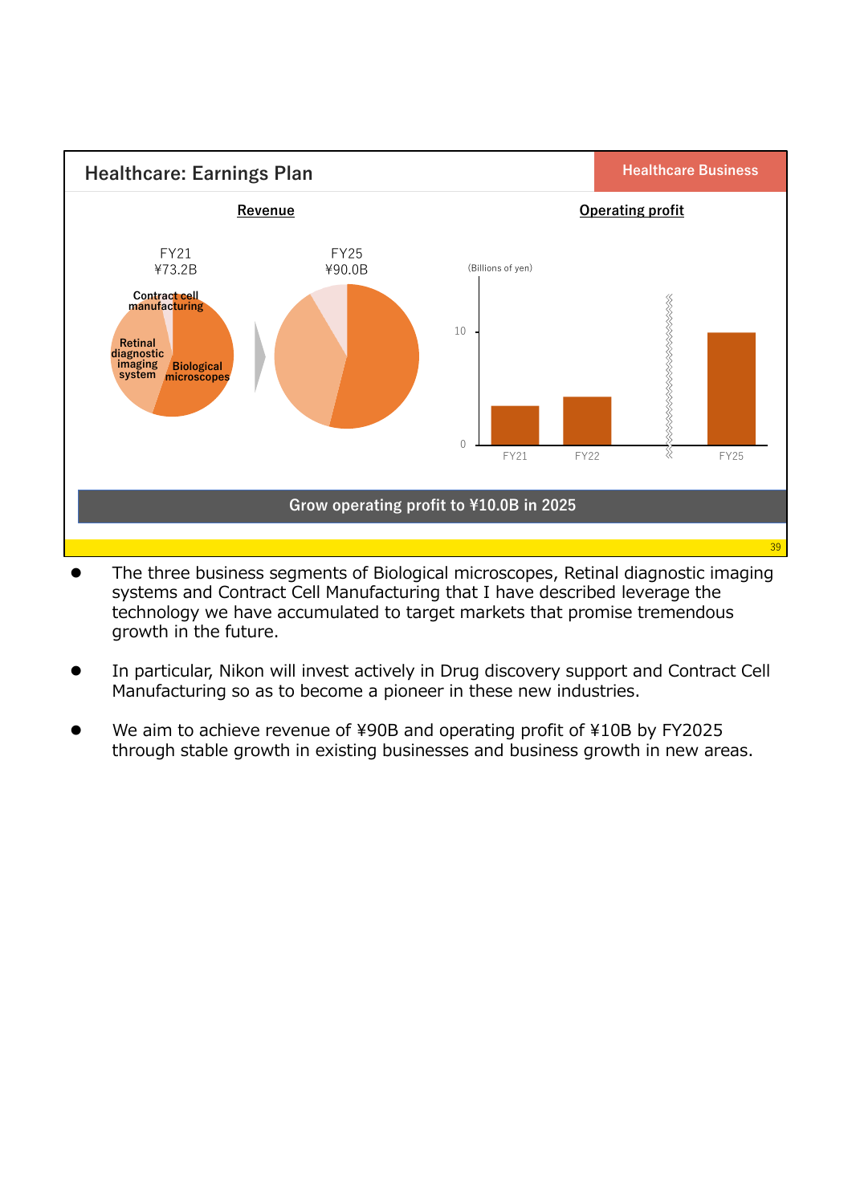## Healthcare: Earnings Plan

Healthcare Business

**Revenue**

FY21
¥73.2B

Contract cell manufacturing
Retinal diagnostic imaging system
Biological microscopes

FY25
¥90.0B

**Operating profit**

(Billions of yen)

10
0

FY21
FY22
FY25

**Grow operating profit to ¥10.0B in 2025**

- The three business segments of Biological microscopes, Retinal diagnostic imaging systems and Contract Cell Manufacturing that I have described leverage the technology we have accumulated to target markets that promise tremendous growth in the future.

- In particular, Nikon will invest actively in Drug discovery support and Contract Cell Manufacturing so as to become a pioneer in these new industries.

- We aim to achieve revenue of ¥90B and operating profit of ¥10B by FY2025 through stable growth in existing businesses and business growth in new areas.